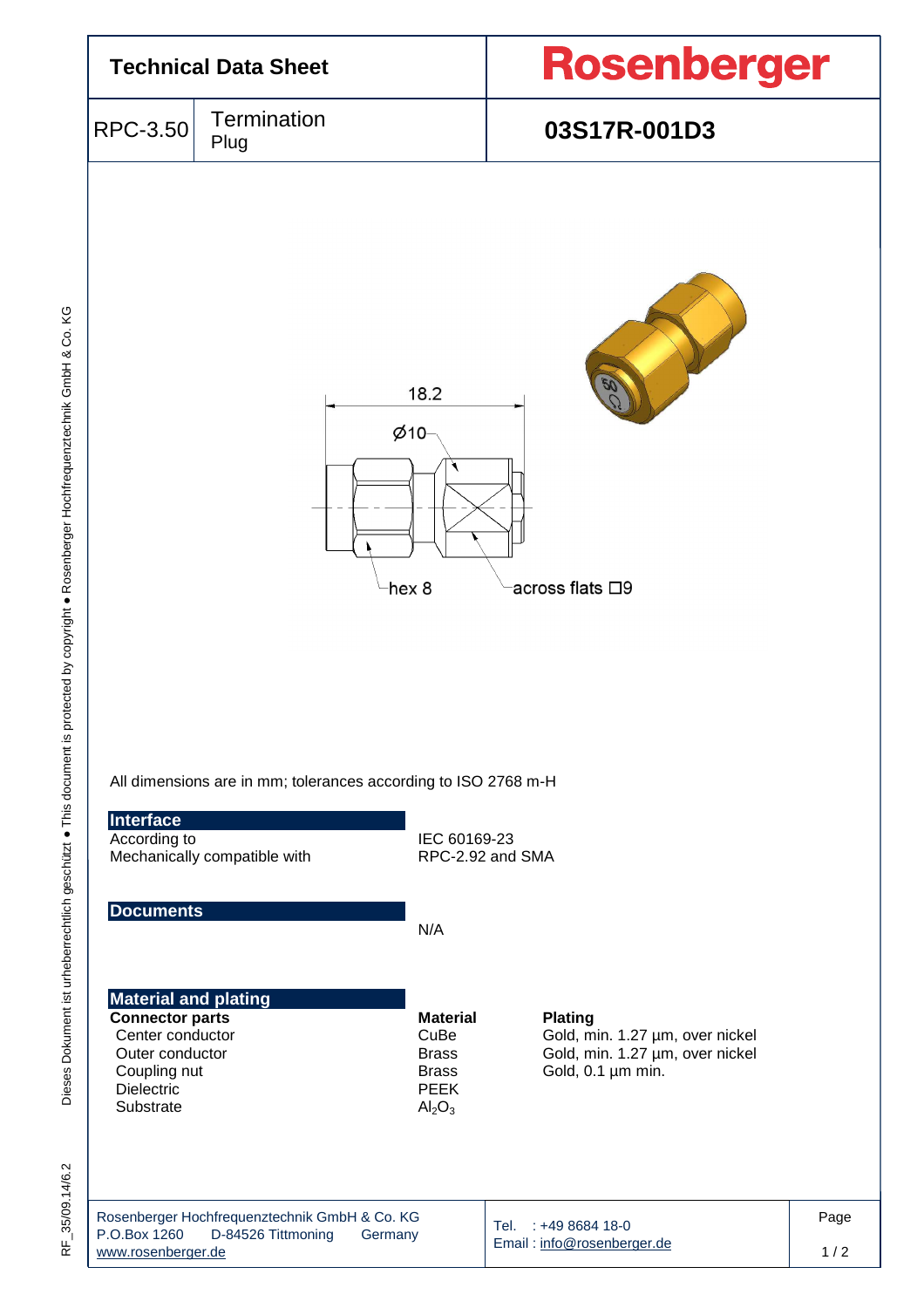# Technical Data Sheet

**Rosenberger**

| RPC-3.50 | Termination Plug | **03S17R-001D3** |
|---|---|---|

18.2

Ø10

hex 8

across flats □9

All dimensions are in mm; tolerances according to ISO 2768 m-H

## Interface

| | |
|---|---|
| According to | IEC 60169-23 |
| Mechanically compatible with | RPC-2.92 and SMA |

## Documents

N/A

## Material and plating

| **Connector parts** | **Material** | **Plating** |
|---|---|---|
| Center conductor | CuBe | Gold, min. 1.27 µm, over nickel |
| Outer conductor | Brass | Gold, min. 1.27 µm, over nickel |
| Coupling nut | Brass | Gold, 0.1 µm min. |
| Dielectric | PEEK | |
| Substrate | $Al_2O_3$ | |

Rosenberger Hochfrequenztechnik GmbH & Co. KG
P.O.Box 1260 D-84526 Tittmoning Germany
www.rosenberger.de

Tel. : +49 8684 18-0
Email : info@rosenberger.de

RF_35/09.14/6.2

Dieses Dokument ist urheberrechtlich geschützt ● This document is protected by copyright ● Rosenberger Hochfrequenztechnik GmbH & Co. KG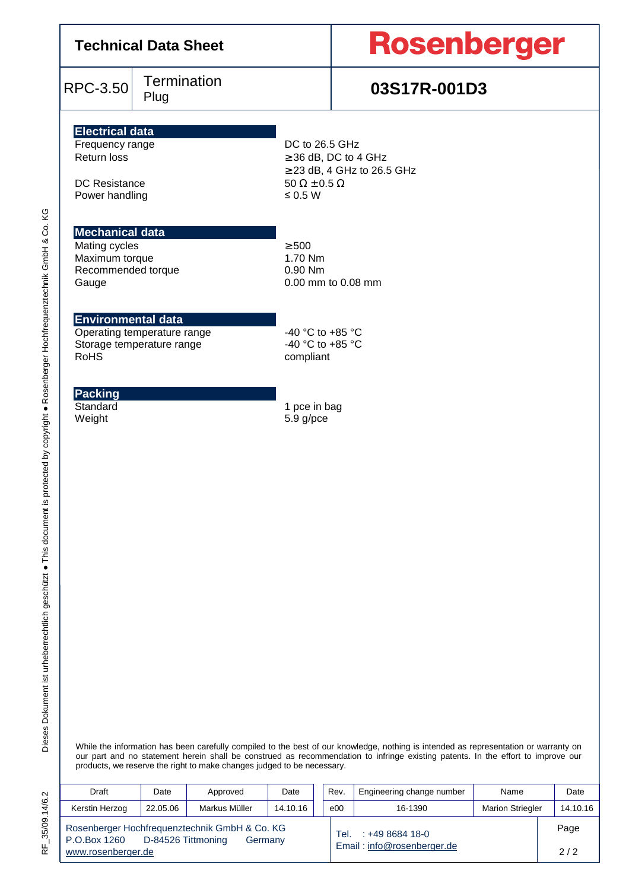# Technical Data Sheet

**Rosenberger**

| RPC-3.50 | Termination Plug | 03S17R-001D3 |
|---|---|---|

## Electrical data

| | |
|---|---|
| Frequency range | DC to 26.5 GHz |
| Return loss | ≥36 dB, DC to 4 GHz |
| | ≥23 dB, 4 GHz to 26.5 GHz |
| DC Resistance | 50 Ω ±0.5 Ω |
| Power handling | ≤ 0.5 W |

## Mechanical data

| | |
|---|---|
| Mating cycles | ≥500 |
| Maximum torque | 1.70 Nm |
| Recommended torque | 0.90 Nm |
| Gauge | 0.00 mm to 0.08 mm |

## Environmental data

| | |
|---|---|
| Operating temperature range | -40 °C to +85 °C |
| Storage temperature range | -40 °C to +85 °C |
| RoHS | compliant |

## Packing

| | |
|---|---|
| Standard | 1 pce in bag |
| Weight | 5.9 g/pce |

While the information has been carefully compiled to the best of our knowledge, nothing is intended as representation or warranty on our part and no statement herein shall be construed as recommendation to infringe existing patents. In the effort to improve our products, we reserve the right to make changes judged to be necessary.

| Draft | Date | Approved | Date | Rev. | Engineering change number | Name | Date |
|---|---|---|---|---|---|---|---|
| Kerstin Herzog | 22.05.06 | Markus Müller | 14.10.16 | e00 | 16-1390 | Marion Striegler | 14.10.16 |

Rosenberger Hochfrequenztechnik GmbH & Co. KG
P.O.Box 1260 D-84526 Tittmoning Germany
www.rosenberger.de

Tel. : +49 8684 18-0
Email : info@rosenberger.de

Dieses Dokument ist urheberrechtlich geschützt ● This document is protected by copyright ● Rosenberger Hochfrequenztechnik GmbH & Co. KG

RF_35/09.14/6.2